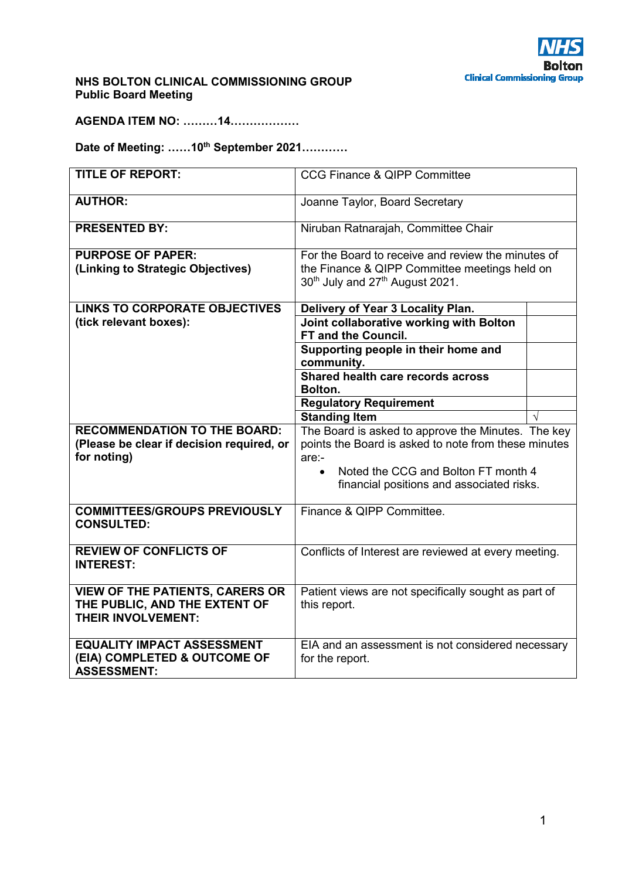**NHS BOLTON CLINICAL COMMISSIONING GROUP**
**Public Board Meeting**

**AGENDA ITEM NO: ………14………………**

**Date of Meeting: ……10th September 2021…………**

| | | |
|---|---|---|
| **TITLE OF REPORT:** | CCG Finance & QIPP Committee | |
| **AUTHOR:** | Joanne Taylor, Board Secretary | |
| **PRESENTED BY:** | Niruban Ratnarajah, Committee Chair | |
| **PURPOSE OF PAPER: (Linking to Strategic Objectives)** | For the Board to receive and review the minutes of the Finance & QIPP Committee meetings held on 30th July and 27th August 2021. | |
| **LINKS TO CORPORATE OBJECTIVES (tick relevant boxes):** | **Delivery of Year 3 Locality Plan.** | |
| | **Joint collaborative working with Bolton FT and the Council.** | |
| | **Supporting people in their home and community.** | |
| | **Shared health care records across Bolton.** | |
| | **Regulatory Requirement** | |
| | **Standing Item** | √ |
| **RECOMMENDATION TO THE BOARD: (Please be clear if decision required, or for noting)** | The Board is asked to approve the Minutes. The key points the Board is asked to note from these minutes are:-<br>• Noted the CCG and Bolton FT month 4 financial positions and associated risks. | |
| **COMMITTEES/GROUPS PREVIOUSLY CONSULTED:** | Finance & QIPP Committee. | |
| **REVIEW OF CONFLICTS OF INTEREST:** | Conflicts of Interest are reviewed at every meeting. | |
| **VIEW OF THE PATIENTS, CARERS OR THE PUBLIC, AND THE EXTENT OF THEIR INVOLVEMENT:** | Patient views are not specifically sought as part of this report. | |
| **EQUALITY IMPACT ASSESSMENT (EIA) COMPLETED & OUTCOME OF ASSESSMENT:** | EIA and an assessment is not considered necessary for the report. | |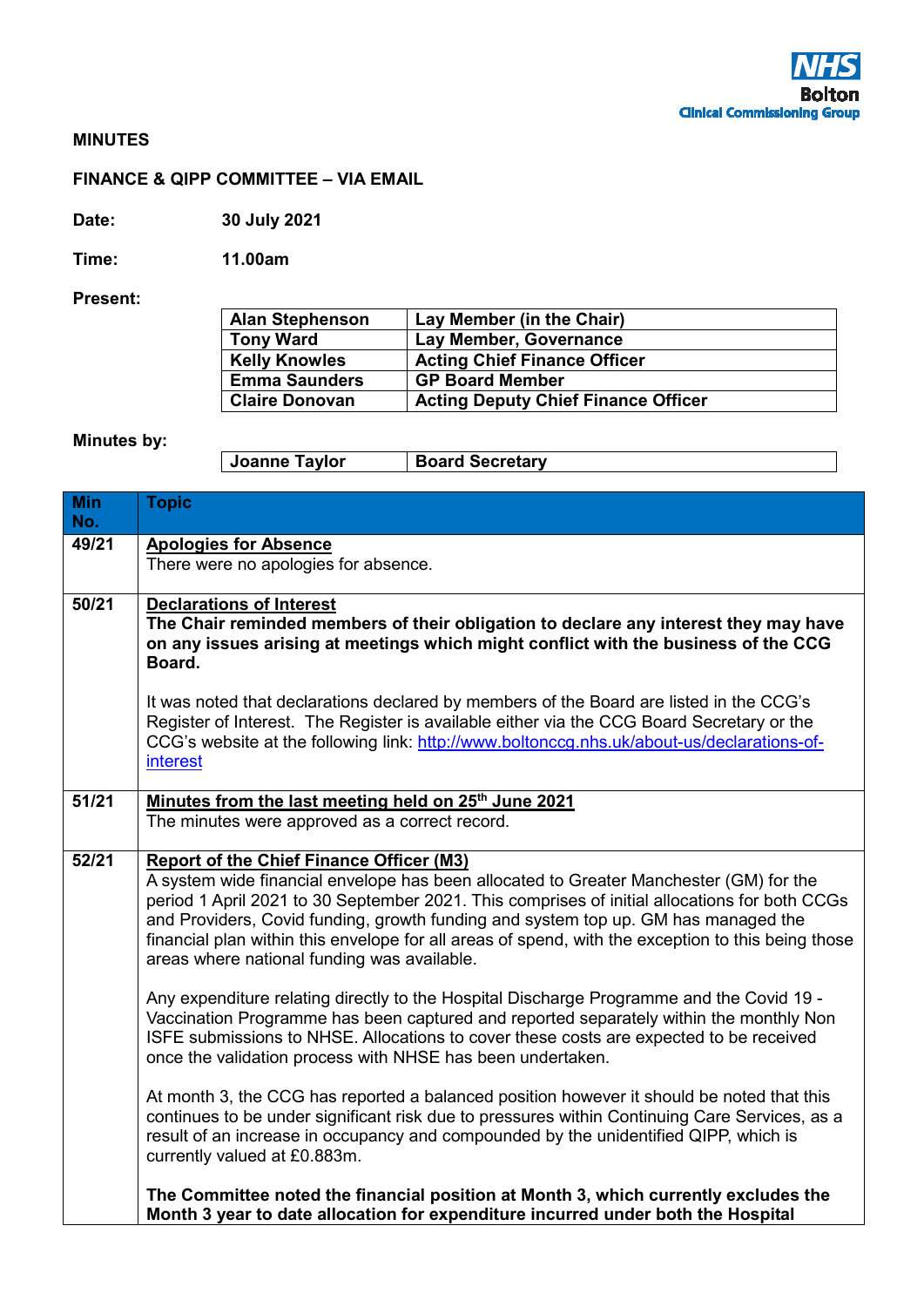**MINUTES**

**FINANCE & QIPP COMMITTEE – VIA EMAIL**

**Date:** 30 July 2021

**Time:** 11.00am

**Present:**

| | |
|---|---|
| **Alan Stephenson** | **Lay Member (in the Chair)** |
| **Tony Ward** | **Lay Member, Governance** |
| **Kelly Knowles** | **Acting Chief Finance Officer** |
| **Emma Saunders** | **GP Board Member** |
| **Claire Donovan** | **Acting Deputy Chief Finance Officer** |

**Minutes by:**

| | |
|---|---|
| **Joanne Taylor** | **Board Secretary** |

| Min No. | Topic |
|---|---|
| **49/21** | **Apologies for Absence**<br>There were no apologies for absence. |
| **50/21** | **Declarations of Interest**<br>**The Chair reminded members of their obligation to declare any interest they may have on any issues arising at meetings which might conflict with the business of the CCG Board.**<br><br>It was noted that declarations declared by members of the Board are listed in the CCG's Register of Interest. The Register is available either via the CCG Board Secretary or the CCG's website at the following link: http://www.boltonccg.nhs.uk/about-us/declarations-of-interest |
| **51/21** | **Minutes from the last meeting held on 25th June 2021**<br>The minutes were approved as a correct record. |
| **52/21** | **Report of the Chief Finance Officer (M3)**<br>A system wide financial envelope has been allocated to Greater Manchester (GM) for the period 1 April 2021 to 30 September 2021. This comprises of initial allocations for both CCGs and Providers, Covid funding, growth funding and system top up. GM has managed the financial plan within this envelope for all areas of spend, with the exception to this being those areas where national funding was available.<br><br>Any expenditure relating directly to the Hospital Discharge Programme and the Covid 19 - Vaccination Programme has been captured and reported separately within the monthly Non ISFE submissions to NHSE. Allocations to cover these costs are expected to be received once the validation process with NHSE has been undertaken.<br><br>At month 3, the CCG has reported a balanced position however it should be noted that this continues to be under significant risk due to pressures within Continuing Care Services, as a result of an increase in occupancy and compounded by the unidentified QIPP, which is currently valued at £0.883m.<br><br>**The Committee noted the financial position at Month 3, which currently excludes the Month 3 year to date allocation for expenditure incurred under both the Hospital** |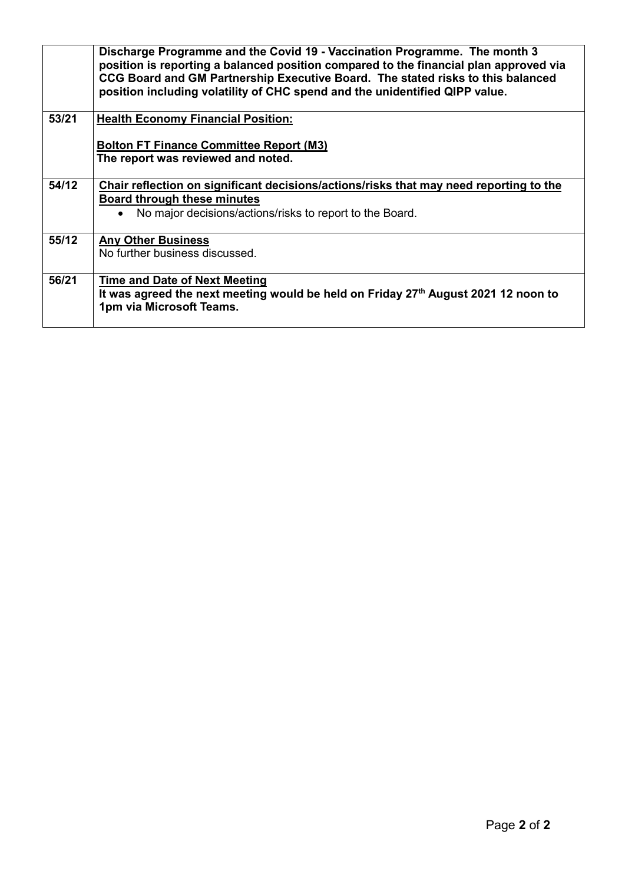| | |
|---|---|
| | **Discharge Programme and the Covid 19 - Vaccination Programme. The month 3 position is reporting a balanced position compared to the financial plan approved via CCG Board and GM Partnership Executive Board. The stated risks to this balanced position including volatility of CHC spend and the unidentified QIPP value.** |
| **53/21** | **Health Economy Financial Position:**<br><br>**Bolton FT Finance Committee Report (M3)**<br>**The report was reviewed and noted.** |
| **54/12** | **Chair reflection on significant decisions/actions/risks that may need reporting to the Board through these minutes**<br>• No major decisions/actions/risks to report to the Board. |
| **55/12** | **Any Other Business**<br>No further business discussed. |
| **56/21** | **Time and Date of Next Meeting**<br>**It was agreed the next meeting would be held on Friday 27th August 2021 12 noon to 1pm via Microsoft Teams.** |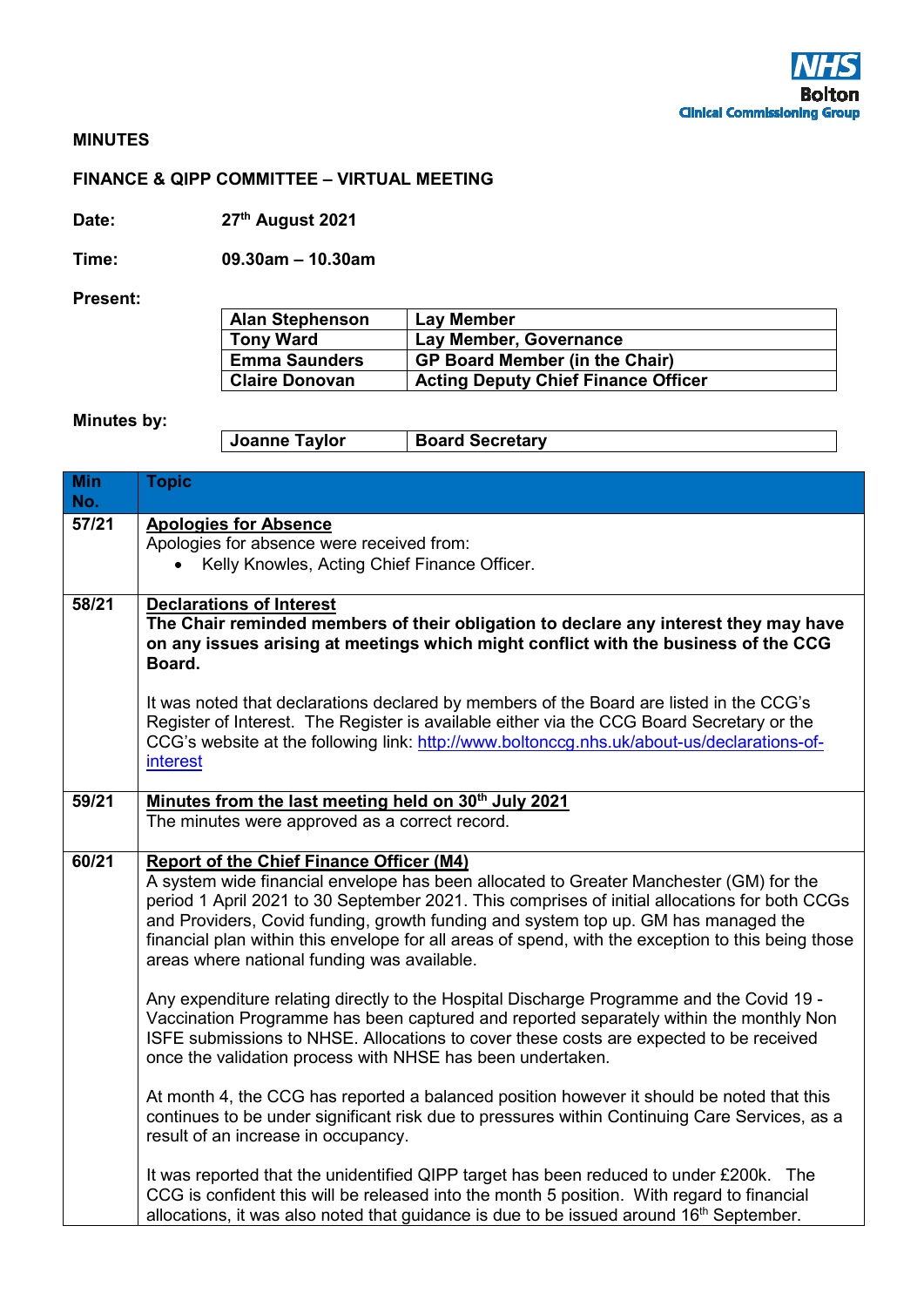NHS Bolton Clinical Commissioning Group

**MINUTES**

**FINANCE & QIPP COMMITTEE – VIRTUAL MEETING**

**Date:** 27th August 2021

**Time:** 09.30am – 10.30am

**Present:**

| | |
|---|---|
| **Alan Stephenson** | **Lay Member** |
| **Tony Ward** | **Lay Member, Governance** |
| **Emma Saunders** | **GP Board Member (in the Chair)** |
| **Claire Donovan** | **Acting Deputy Chief Finance Officer** |

**Minutes by:**

| | |
|---|---|
| **Joanne Taylor** | **Board Secretary** |

| Min No. | Topic |
|---|---|
| 57/21 | **Apologies for Absence**<br>Apologies for absence were received from:<br>• Kelly Knowles, Acting Chief Finance Officer. |
| 58/21 | **Declarations of Interest**<br>**The Chair reminded members of their obligation to declare any interest they may have on any issues arising at meetings which might conflict with the business of the CCG Board.**<br><br>It was noted that declarations declared by members of the Board are listed in the CCG's Register of Interest. The Register is available either via the CCG Board Secretary or the CCG's website at the following link: http://www.boltonccg.nhs.uk/about-us/declarations-of-interest |
| 59/21 | **Minutes from the last meeting held on 30th July 2021**<br>The minutes were approved as a correct record. |
| 60/21 | **Report of the Chief Finance Officer (M4)**<br>A system wide financial envelope has been allocated to Greater Manchester (GM) for the period 1 April 2021 to 30 September 2021. This comprises of initial allocations for both CCGs and Providers, Covid funding, growth funding and system top up. GM has managed the financial plan within this envelope for all areas of spend, with the exception to this being those areas where national funding was available.<br><br>Any expenditure relating directly to the Hospital Discharge Programme and the Covid 19 - Vaccination Programme has been captured and reported separately within the monthly Non ISFE submissions to NHSE. Allocations to cover these costs are expected to be received once the validation process with NHSE has been undertaken.<br><br>At month 4, the CCG has reported a balanced position however it should be noted that this continues to be under significant risk due to pressures within Continuing Care Services, as a result of an increase in occupancy.<br><br>It was reported that the unidentified QIPP target has been reduced to under £200k. The CCG is confident this will be released into the month 5 position. With regard to financial allocations, it was also noted that guidance is due to be issued around 16th September. |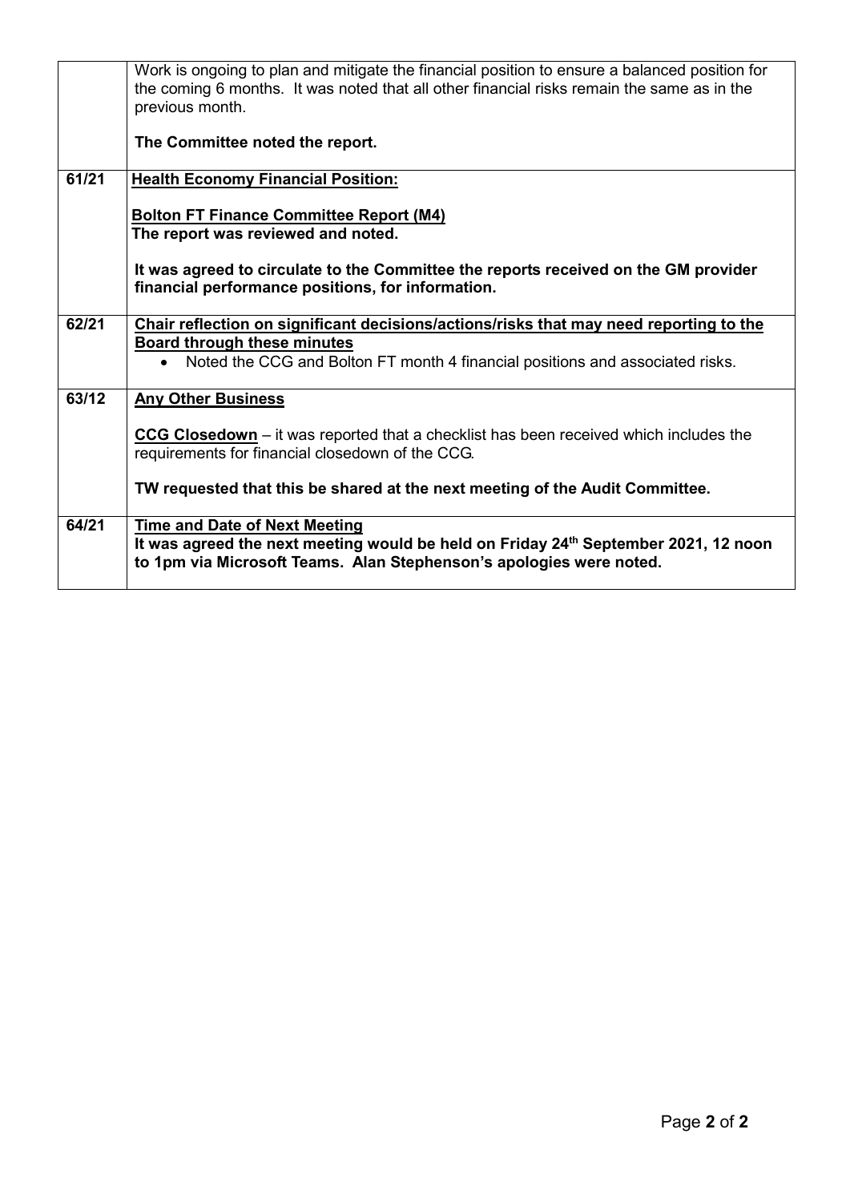| | |
|---|---|
| | Work is ongoing to plan and mitigate the financial position to ensure a balanced position for the coming 6 months. It was noted that all other financial risks remain the same as in the previous month.<br><br>**The Committee noted the report.** |
| **61/21** | **Health Economy Financial Position:**<br><br>**Bolton FT Finance Committee Report (M4)**<br>**The report was reviewed and noted.**<br><br>**It was agreed to circulate to the Committee the reports received on the GM provider financial performance positions, for information.** |
| **62/21** | **Chair reflection on significant decisions/actions/risks that may need reporting to the Board through these minutes**<br>• Noted the CCG and Bolton FT month 4 financial positions and associated risks. |
| **63/12** | **Any Other Business**<br><br>**CCG Closedown** – it was reported that a checklist has been received which includes the requirements for financial closedown of the CCG.<br><br>**TW requested that this be shared at the next meeting of the Audit Committee.** |
| **64/21** | **Time and Date of Next Meeting**<br>**It was agreed the next meeting would be held on Friday 24th September 2021, 12 noon to 1pm via Microsoft Teams. Alan Stephenson's apologies were noted.** |